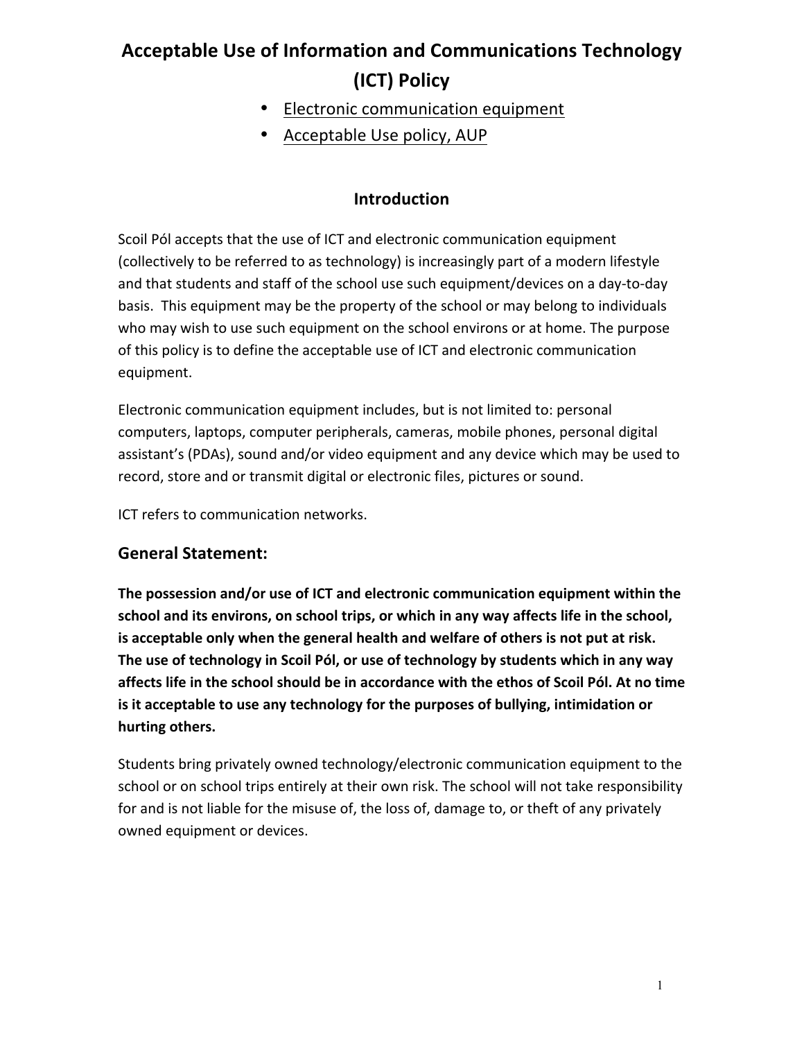# Acceptable Use of Information and Communications Technology (ICT) Policy

- Electronic communication equipment
- Acceptable Use policy, AUP

## Introduction

Scoil Pól accepts that the use of ICT and electronic communication equipment (collectively to be referred to as technology) is increasingly part of a modern lifestyle and that students and staff of the school use such equipment/devices on a day-to-day basis. This equipment may be the property of the school or may belong to individuals who may wish to use such equipment on the school environs or at home. The purpose of this policy is to define the acceptable use of ICT and electronic communication equipment.

Electronic communication equipment includes, but is not limited to: personal computers, laptops, computer peripherals, cameras, mobile phones, personal digital assistant's (PDAs), sound and/or video equipment and any device which may be used to record, store and or transmit digital or electronic files, pictures or sound.

ICT refers to communication networks.

## General Statement:

**The possession and/or use of ICT and electronic communication equipment within the school and its environs, on school trips, or which in any way affects life in the school, is acceptable only when the general health and welfare of others is not put at risk. The use of technology in Scoil Pól, or use of technology by students which in any way affects life in the school should be in accordance with the ethos of Scoil Pól. At no time is it acceptable to use any technology for the purposes of bullying, intimidation or hurting others.**

Students bring privately owned technology/electronic communication equipment to the school or on school trips entirely at their own risk. The school will not take responsibility for and is not liable for the misuse of, the loss of, damage to, or theft of any privately owned equipment or devices.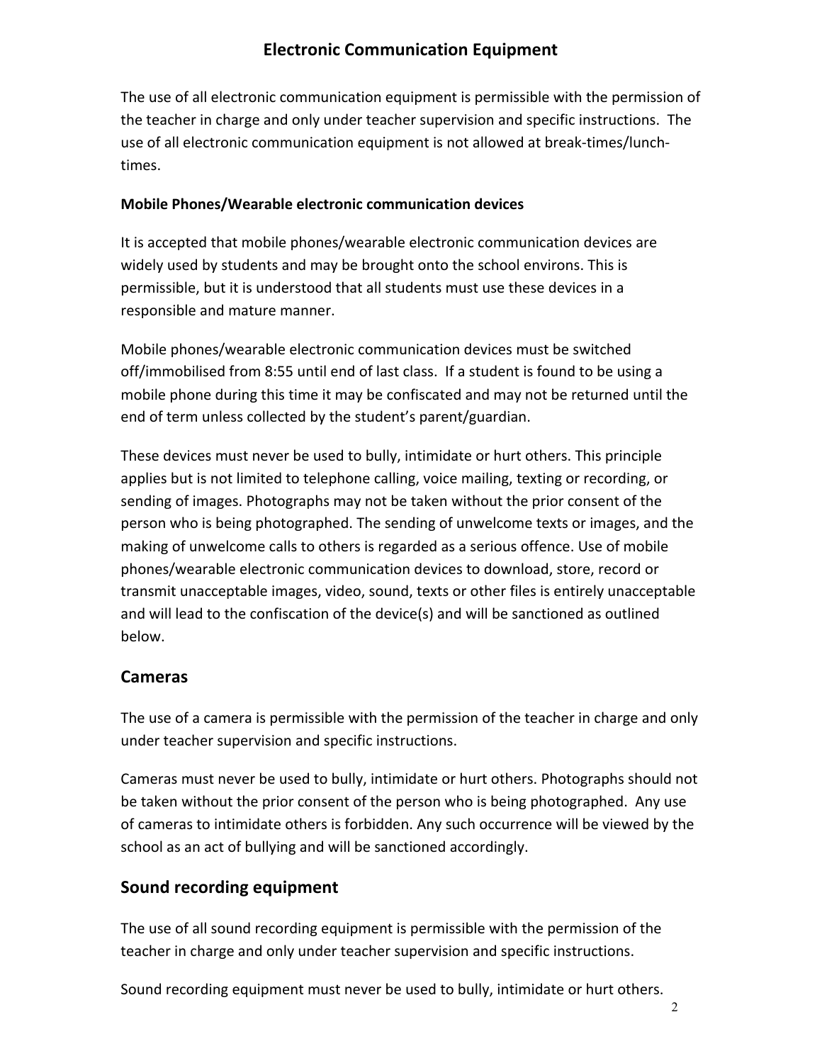# Electronic Communication Equipment

The use of all electronic communication equipment is permissible with the permission of the teacher in charge and only under teacher supervision and specific instructions. The use of all electronic communication equipment is not allowed at break-times/lunch-times.

**Mobile Phones/Wearable electronic communication devices**

It is accepted that mobile phones/wearable electronic communication devices are widely used by students and may be brought onto the school environs. This is permissible, but it is understood that all students must use these devices in a responsible and mature manner.

Mobile phones/wearable electronic communication devices must be switched off/immobilised from 8:55 until end of last class. If a student is found to be using a mobile phone during this time it may be confiscated and may not be returned until the end of term unless collected by the student's parent/guardian.

These devices must never be used to bully, intimidate or hurt others. This principle applies but is not limited to telephone calling, voice mailing, texting or recording, or sending of images. Photographs may not be taken without the prior consent of the person who is being photographed. The sending of unwelcome texts or images, and the making of unwelcome calls to others is regarded as a serious offence. Use of mobile phones/wearable electronic communication devices to download, store, record or transmit unacceptable images, video, sound, texts or other files is entirely unacceptable and will lead to the confiscation of the device(s) and will be sanctioned as outlined below.

## Cameras

The use of a camera is permissible with the permission of the teacher in charge and only under teacher supervision and specific instructions.

Cameras must never be used to bully, intimidate or hurt others. Photographs should not be taken without the prior consent of the person who is being photographed. Any use of cameras to intimidate others is forbidden. Any such occurrence will be viewed by the school as an act of bullying and will be sanctioned accordingly.

## Sound recording equipment

The use of all sound recording equipment is permissible with the permission of the teacher in charge and only under teacher supervision and specific instructions.

Sound recording equipment must never be used to bully, intimidate or hurt others.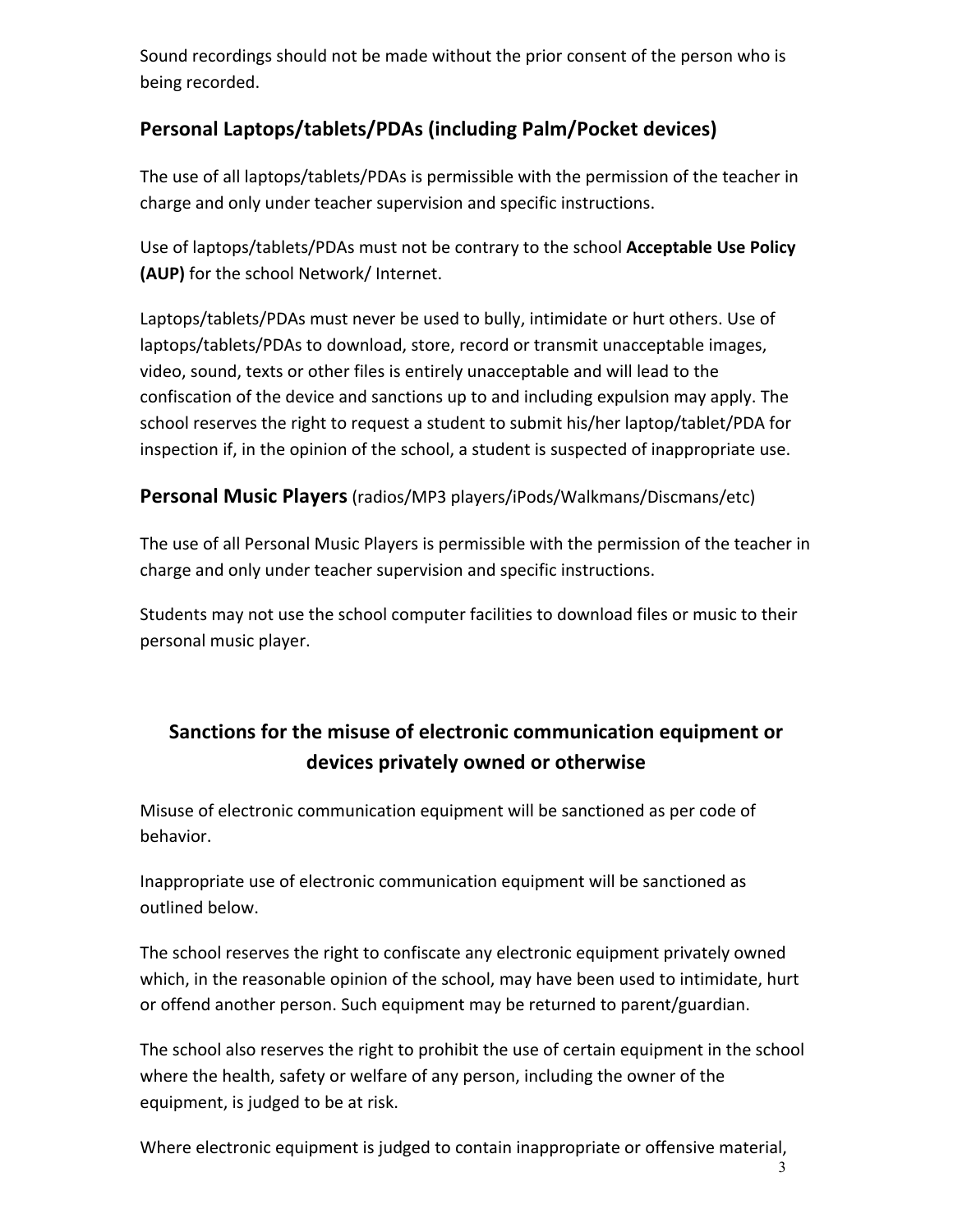Sound recordings should not be made without the prior consent of the person who is being recorded.

## Personal Laptops/tablets/PDAs (including Palm/Pocket devices)

The use of all laptops/tablets/PDAs is permissible with the permission of the teacher in charge and only under teacher supervision and specific instructions.

Use of laptops/tablets/PDAs must not be contrary to the school **Acceptable Use Policy (AUP)** for the school Network/ Internet.

Laptops/tablets/PDAs must never be used to bully, intimidate or hurt others. Use of laptops/tablets/PDAs to download, store, record or transmit unacceptable images, video, sound, texts or other files is entirely unacceptable and will lead to the confiscation of the device and sanctions up to and including expulsion may apply. The school reserves the right to request a student to submit his/her laptop/tablet/PDA for inspection if, in the opinion of the school, a student is suspected of inappropriate use.

## Personal Music Players (radios/MP3 players/iPods/Walkmans/Discmans/etc)

The use of all Personal Music Players is permissible with the permission of the teacher in charge and only under teacher supervision and specific instructions.

Students may not use the school computer facilities to download files or music to their personal music player.

## Sanctions for the misuse of electronic communication equipment or devices privately owned or otherwise

Misuse of electronic communication equipment will be sanctioned as per code of behavior.

Inappropriate use of electronic communication equipment will be sanctioned as outlined below.

The school reserves the right to confiscate any electronic equipment privately owned which, in the reasonable opinion of the school, may have been used to intimidate, hurt or offend another person. Such equipment may be returned to parent/guardian.

The school also reserves the right to prohibit the use of certain equipment in the school where the health, safety or welfare of any person, including the owner of the equipment, is judged to be at risk.

Where electronic equipment is judged to contain inappropriate or offensive material,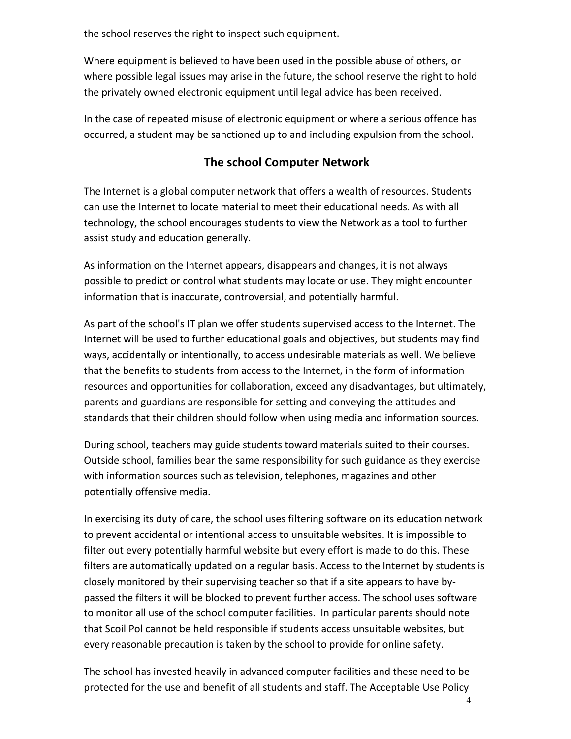the school reserves the right to inspect such equipment.

Where equipment is believed to have been used in the possible abuse of others, or where possible legal issues may arise in the future, the school reserve the right to hold the privately owned electronic equipment until legal advice has been received.

In the case of repeated misuse of electronic equipment or where a serious offence has occurred, a student may be sanctioned up to and including expulsion from the school.

## The school Computer Network

The Internet is a global computer network that offers a wealth of resources. Students can use the Internet to locate material to meet their educational needs. As with all technology, the school encourages students to view the Network as a tool to further assist study and education generally.

As information on the Internet appears, disappears and changes, it is not always possible to predict or control what students may locate or use. They might encounter information that is inaccurate, controversial, and potentially harmful.

As part of the school's IT plan we offer students supervised access to the Internet. The Internet will be used to further educational goals and objectives, but students may find ways, accidentally or intentionally, to access undesirable materials as well. We believe that the benefits to students from access to the Internet, in the form of information resources and opportunities for collaboration, exceed any disadvantages, but ultimately, parents and guardians are responsible for setting and conveying the attitudes and standards that their children should follow when using media and information sources.

During school, teachers may guide students toward materials suited to their courses. Outside school, families bear the same responsibility for such guidance as they exercise with information sources such as television, telephones, magazines and other potentially offensive media.

In exercising its duty of care, the school uses filtering software on its education network to prevent accidental or intentional access to unsuitable websites. It is impossible to filter out every potentially harmful website but every effort is made to do this. These filters are automatically updated on a regular basis. Access to the Internet by students is closely monitored by their supervising teacher so that if a site appears to have by-passed the filters it will be blocked to prevent further access. The school uses software to monitor all use of the school computer facilities. In particular parents should note that Scoil Pol cannot be held responsible if students access unsuitable websites, but every reasonable precaution is taken by the school to provide for online safety.

The school has invested heavily in advanced computer facilities and these need to be protected for the use and benefit of all students and staff. The Acceptable Use Policy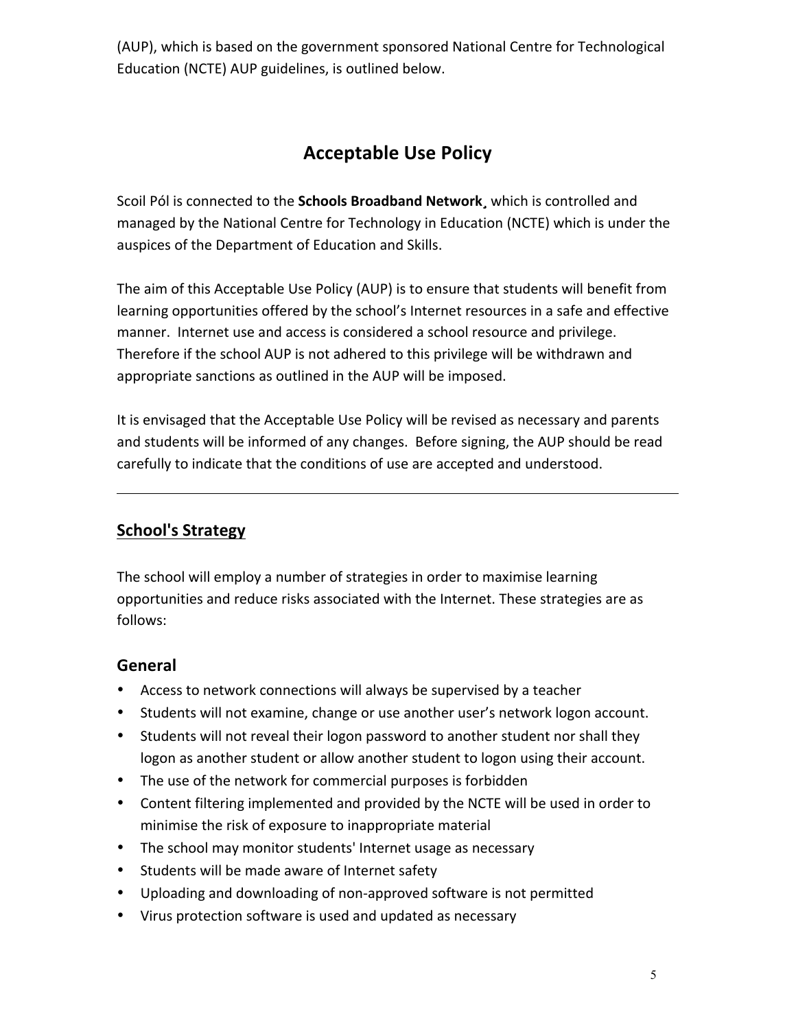(AUP), which is based on the government sponsored National Centre for Technological Education (NCTE) AUP guidelines, is outlined below.

# Acceptable Use Policy

Scoil Pól is connected to the **Schools Broadband Network**¸ which is controlled and managed by the National Centre for Technology in Education (NCTE) which is under the auspices of the Department of Education and Skills.

The aim of this Acceptable Use Policy (AUP) is to ensure that students will benefit from learning opportunities offered by the school's Internet resources in a safe and effective manner. Internet use and access is considered a school resource and privilege. Therefore if the school AUP is not adhered to this privilege will be withdrawn and appropriate sanctions as outlined in the AUP will be imposed.

It is envisaged that the Acceptable Use Policy will be revised as necessary and parents and students will be informed of any changes. Before signing, the AUP should be read carefully to indicate that the conditions of use are accepted and understood.

---

## School's Strategy

The school will employ a number of strategies in order to maximise learning opportunities and reduce risks associated with the Internet. These strategies are as follows:

### General

- Access to network connections will always be supervised by a teacher
- Students will not examine, change or use another user's network logon account.
- Students will not reveal their logon password to another student nor shall they logon as another student or allow another student to logon using their account.
- The use of the network for commercial purposes is forbidden
- Content filtering implemented and provided by the NCTE will be used in order to minimise the risk of exposure to inappropriate material
- The school may monitor students' Internet usage as necessary
- Students will be made aware of Internet safety
- Uploading and downloading of non-approved software is not permitted
- Virus protection software is used and updated as necessary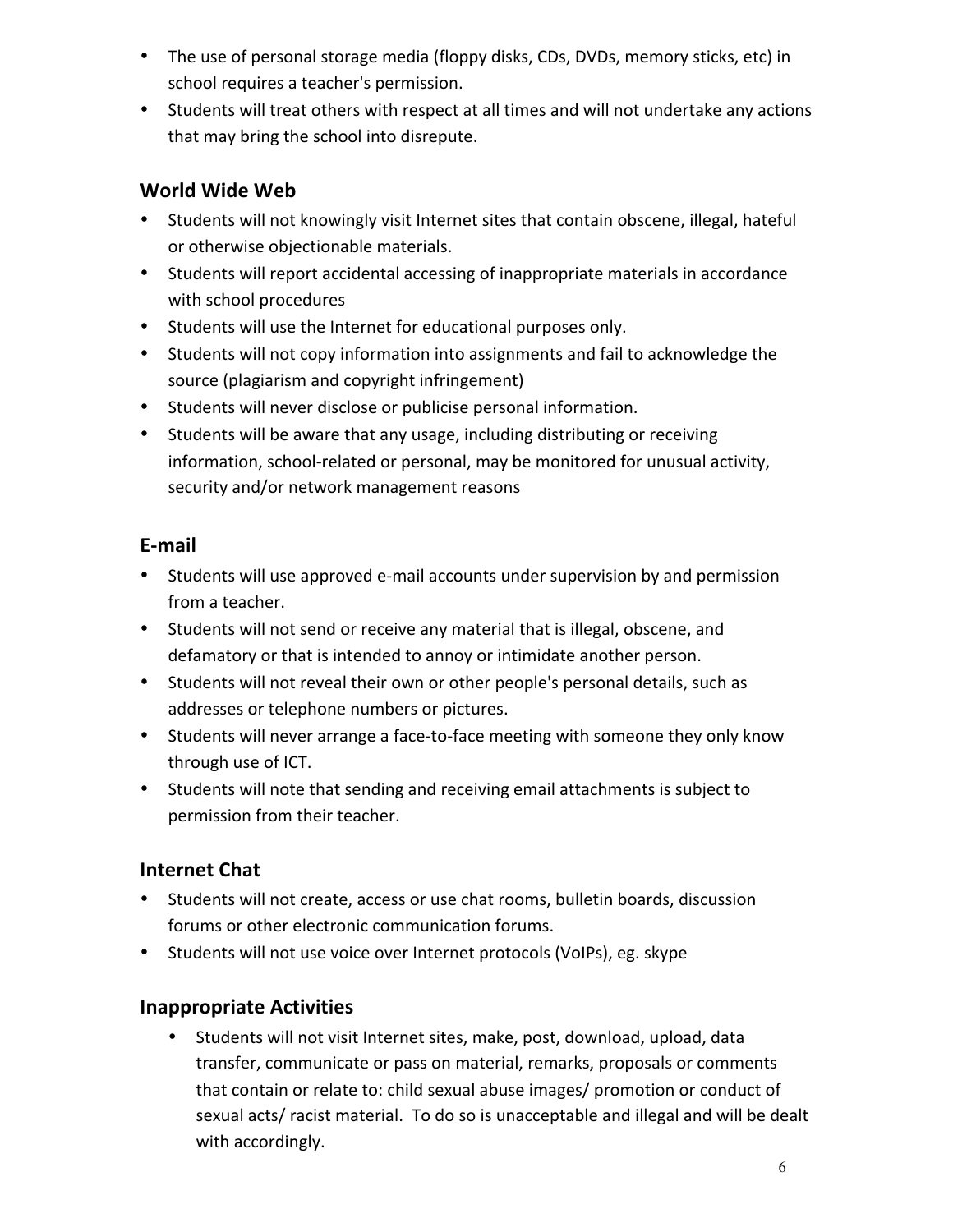- The use of personal storage media (floppy disks, CDs, DVDs, memory sticks, etc) in school requires a teacher's permission.
- Students will treat others with respect at all times and will not undertake any actions that may bring the school into disrepute.

## World Wide Web

- Students will not knowingly visit Internet sites that contain obscene, illegal, hateful or otherwise objectionable materials.
- Students will report accidental accessing of inappropriate materials in accordance with school procedures
- Students will use the Internet for educational purposes only.
- Students will not copy information into assignments and fail to acknowledge the source (plagiarism and copyright infringement)
- Students will never disclose or publicise personal information.
- Students will be aware that any usage, including distributing or receiving information, school-related or personal, may be monitored for unusual activity, security and/or network management reasons

## E-mail

- Students will use approved e-mail accounts under supervision by and permission from a teacher.
- Students will not send or receive any material that is illegal, obscene, and defamatory or that is intended to annoy or intimidate another person.
- Students will not reveal their own or other people's personal details, such as addresses or telephone numbers or pictures.
- Students will never arrange a face-to-face meeting with someone they only know through use of ICT.
- Students will note that sending and receiving email attachments is subject to permission from their teacher.

## Internet Chat

- Students will not create, access or use chat rooms, bulletin boards, discussion forums or other electronic communication forums.
- Students will not use voice over Internet protocols (VoIPs), eg. skype

## Inappropriate Activities

- Students will not visit Internet sites, make, post, download, upload, data transfer, communicate or pass on material, remarks, proposals or comments that contain or relate to: child sexual abuse images/ promotion or conduct of sexual acts/ racist material. To do so is unacceptable and illegal and will be dealt with accordingly.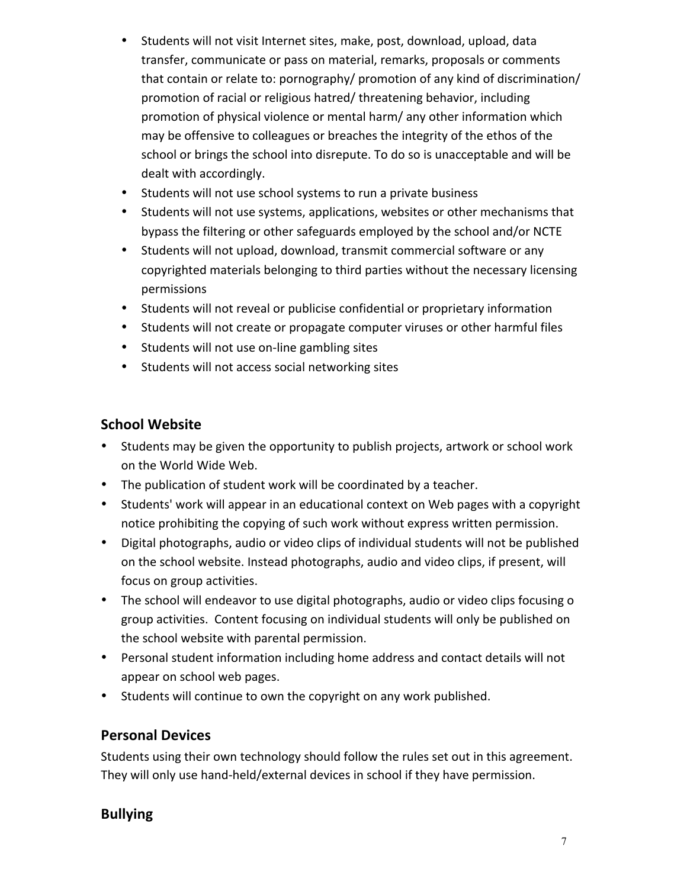- Students will not visit Internet sites, make, post, download, upload, data transfer, communicate or pass on material, remarks, proposals or comments that contain or relate to: pornography/ promotion of any kind of discrimination/ promotion of racial or religious hatred/ threatening behavior, including promotion of physical violence or mental harm/ any other information which may be offensive to colleagues or breaches the integrity of the ethos of the school or brings the school into disrepute. To do so is unacceptable and will be dealt with accordingly.
- Students will not use school systems to run a private business
- Students will not use systems, applications, websites or other mechanisms that bypass the filtering or other safeguards employed by the school and/or NCTE
- Students will not upload, download, transmit commercial software or any copyrighted materials belonging to third parties without the necessary licensing permissions
- Students will not reveal or publicise confidential or proprietary information
- Students will not create or propagate computer viruses or other harmful files
- Students will not use on-line gambling sites
- Students will not access social networking sites

## School Website

- Students may be given the opportunity to publish projects, artwork or school work on the World Wide Web.
- The publication of student work will be coordinated by a teacher.
- Students' work will appear in an educational context on Web pages with a copyright notice prohibiting the copying of such work without express written permission.
- Digital photographs, audio or video clips of individual students will not be published on the school website. Instead photographs, audio and video clips, if present, will focus on group activities.
- The school will endeavor to use digital photographs, audio or video clips focusing o group activities. Content focusing on individual students will only be published on the school website with parental permission.
- Personal student information including home address and contact details will not appear on school web pages.
- Students will continue to own the copyright on any work published.

## Personal Devices

Students using their own technology should follow the rules set out in this agreement. They will only use hand-held/external devices in school if they have permission.

## Bullying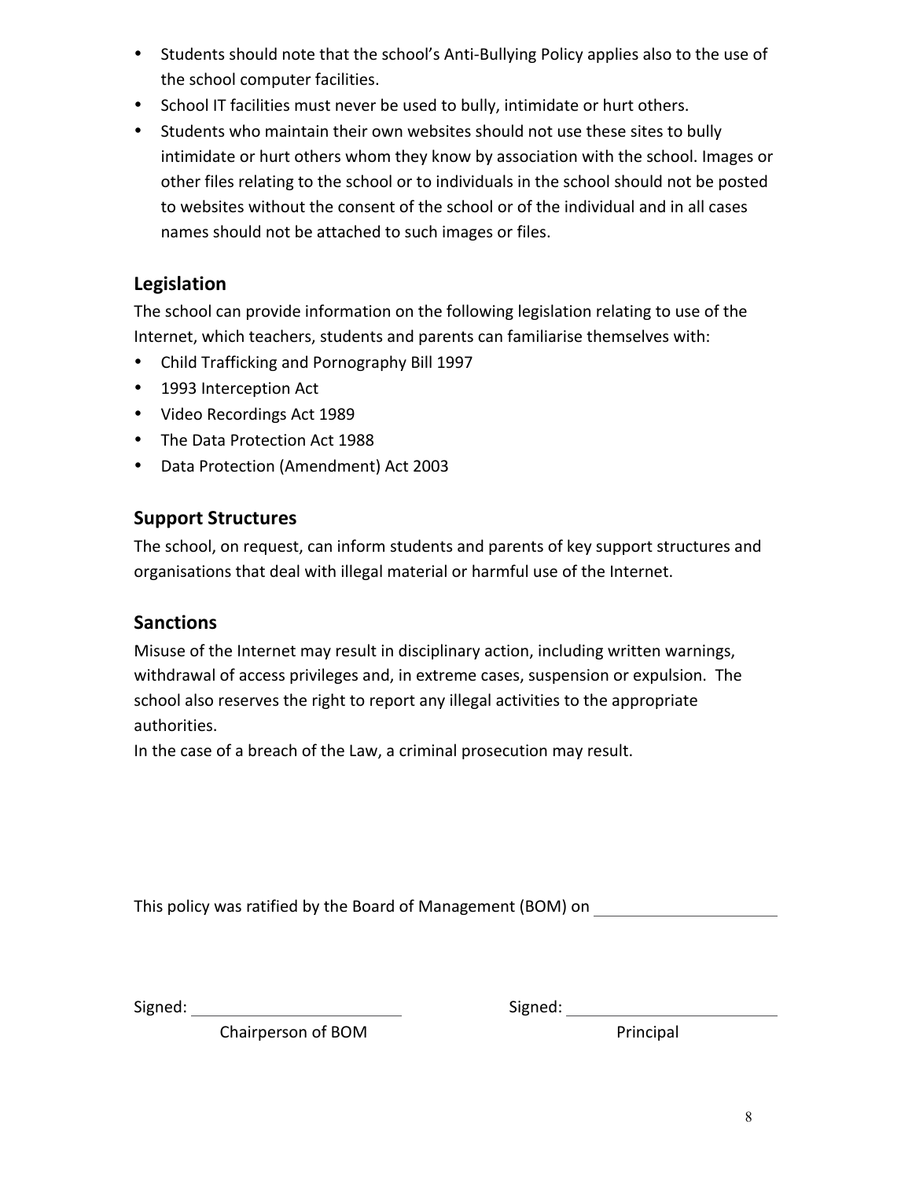- Students should note that the school's Anti-Bullying Policy applies also to the use of the school computer facilities.
- School IT facilities must never be used to bully, intimidate or hurt others.
- Students who maintain their own websites should not use these sites to bully intimidate or hurt others whom they know by association with the school. Images or other files relating to the school or to individuals in the school should not be posted to websites without the consent of the school or of the individual and in all cases names should not be attached to such images or files.

## Legislation

The school can provide information on the following legislation relating to use of the Internet, which teachers, students and parents can familiarise themselves with:

- Child Trafficking and Pornography Bill 1997
- 1993 Interception Act
- Video Recordings Act 1989
- The Data Protection Act 1988
- Data Protection (Amendment) Act 2003

## Support Structures

The school, on request, can inform students and parents of key support structures and organisations that deal with illegal material or harmful use of the Internet.

## Sanctions

Misuse of the Internet may result in disciplinary action, including written warnings, withdrawal of access privileges and, in extreme cases, suspension or expulsion. The school also reserves the right to report any illegal activities to the appropriate authorities.

In the case of a breach of the Law, a criminal prosecution may result.

This policy was ratified by the Board of Management (BOM) on ____________________

Signed: ______________________ Signed: ______________________

Chairperson of BOM Principal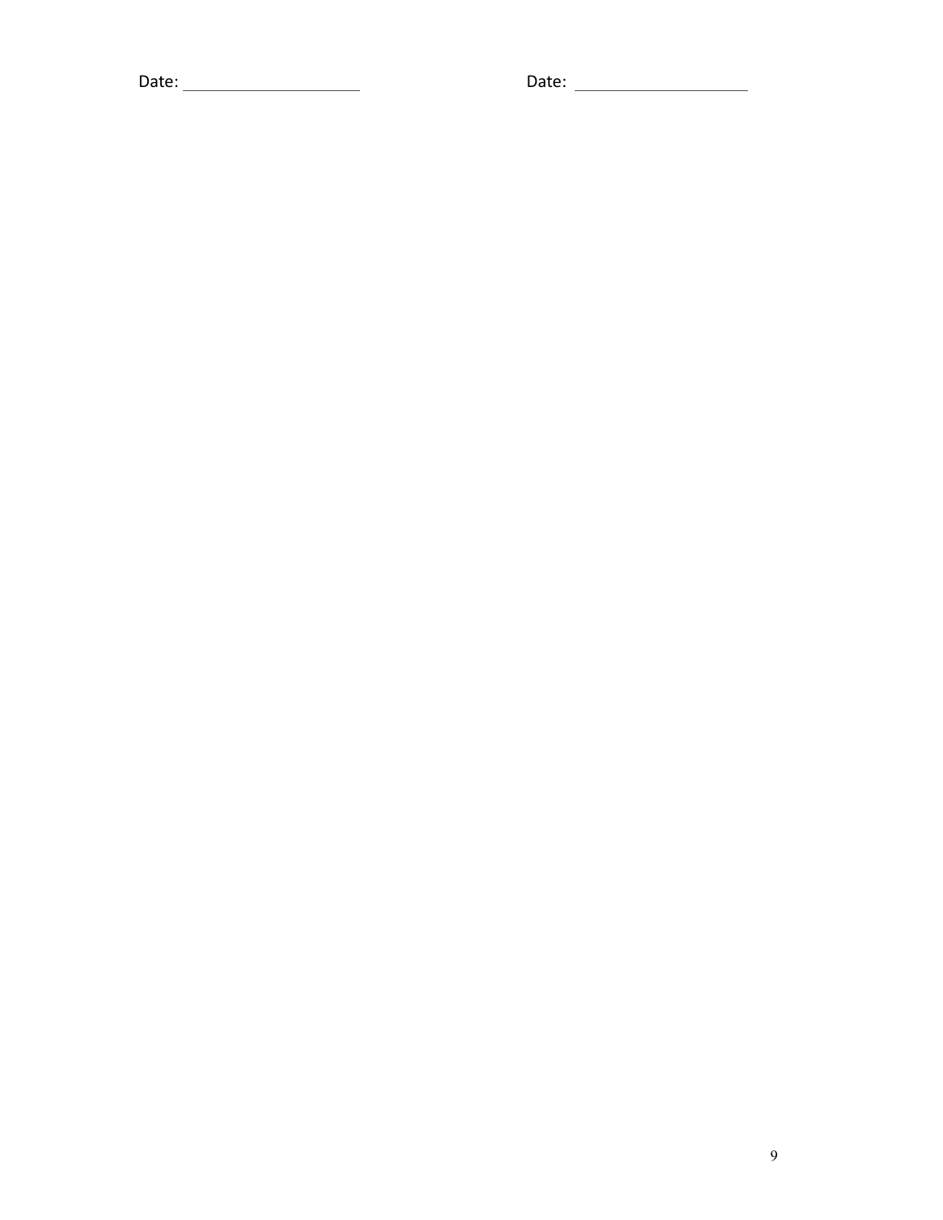Date: ____________________ Date: ____________________